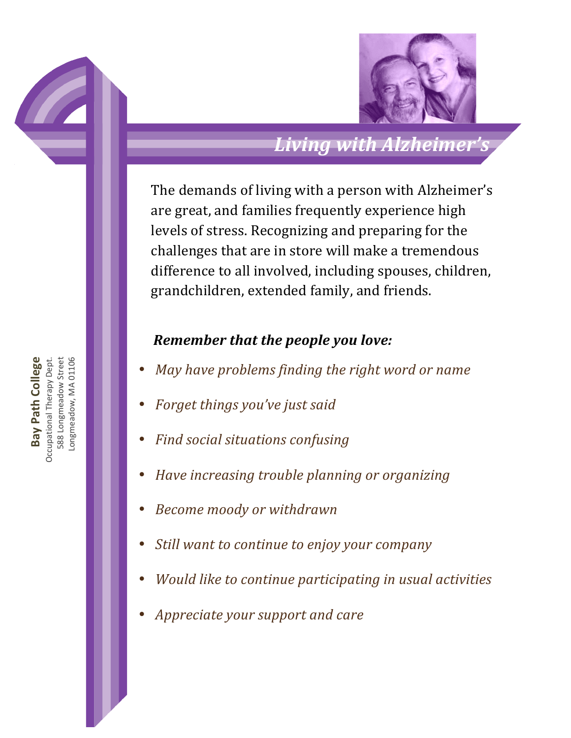# *Living with Alzheimer's*

The demands of living with a person with Alzheimer's are great, and families frequently experience high levels of stress. Recognizing and preparing for the challenges that are in store will make a tremendous difference to all involved, including spouses, children, grandchildren, extended family, and friends.

***Remember that the people you love:***

- *May have problems finding the right word or name*
- *Forget things you've just said*
- *Find social situations confusing*
- *Have increasing trouble planning or organizing*
- *Become moody or withdrawn*
- *Still want to continue to enjoy your company*
- *Would like to continue participating in usual activities*
- *Appreciate your support and care*

**Bay Path College**
Occupational Therapy Dept.
588 Longmeadow Street
Longmeadow, MA 01106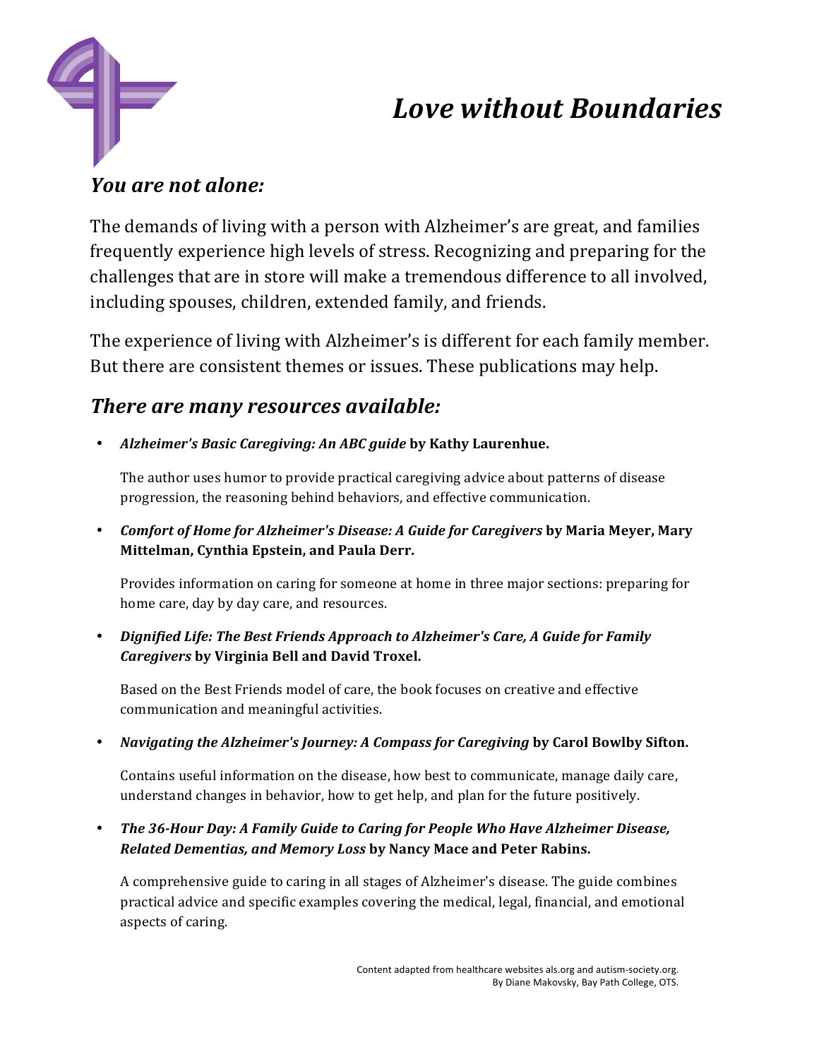# *Love without Boundaries*

## *You are not alone:*

The demands of living with a person with Alzheimer's are great, and families frequently experience high levels of stress. Recognizing and preparing for the challenges that are in store will make a tremendous difference to all involved, including spouses, children, extended family, and friends.

The experience of living with Alzheimer's is different for each family member. But there are consistent themes or issues. These publications may help.

## *There are many resources available:*

- ***Alzheimer's Basic Caregiving: An ABC guide* by Kathy Laurenhue.**

  The author uses humor to provide practical caregiving advice about patterns of disease progression, the reasoning behind behaviors, and effective communication.

- ***Comfort of Home for Alzheimer's Disease: A Guide for Caregivers* by Maria Meyer, Mary Mittelman, Cynthia Epstein, and Paula Derr.**

  Provides information on caring for someone at home in three major sections: preparing for home care, day by day care, and resources.

- ***Dignified Life: The Best Friends Approach to Alzheimer's Care, A Guide for Family Caregivers* by Virginia Bell and David Troxel.**

  Based on the Best Friends model of care, the book focuses on creative and effective communication and meaningful activities.

- ***Navigating the Alzheimer's Journey: A Compass for Caregiving* by Carol Bowlby Sifton.**

  Contains useful information on the disease, how best to communicate, manage daily care, understand changes in behavior, how to get help, and plan for the future positively.

- ***The 36-Hour Day: A Family Guide to Caring for People Who Have Alzheimer Disease, Related Dementias, and Memory Loss* by Nancy Mace and Peter Rabins.**

  A comprehensive guide to caring in all stages of Alzheimer's disease. The guide combines practical advice and specific examples covering the medical, legal, financial, and emotional aspects of caring.

Content adapted from healthcare websites als.org and autism-society.org.
By Diane Makovsky, Bay Path College, OTS.